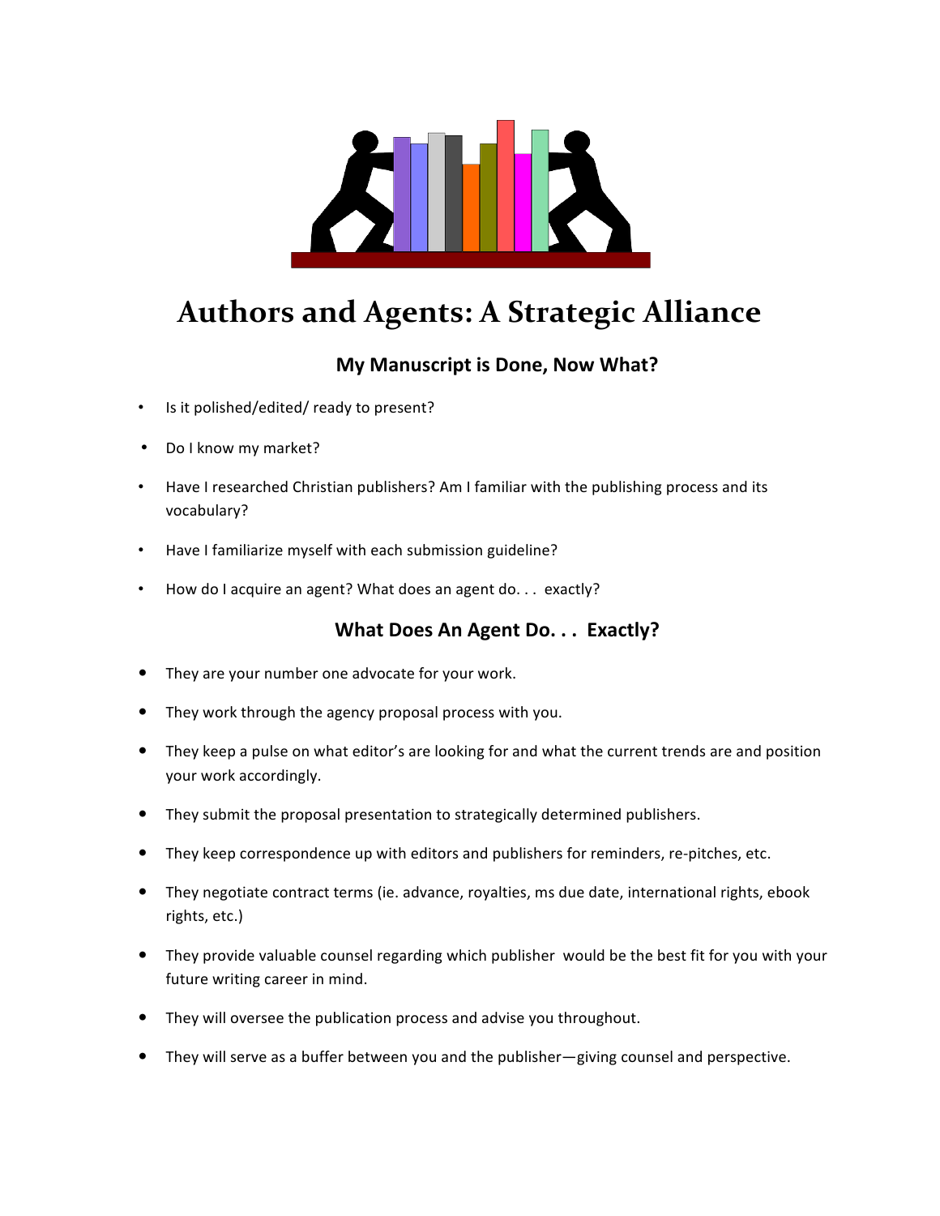# Authors and Agents: A Strategic Alliance

## My Manuscript is Done, Now What?

- Is it polished/edited/ ready to present?
- Do I know my market?
- Have I researched Christian publishers? Am I familiar with the publishing process and its vocabulary?
- Have I familiarize myself with each submission guideline?
- How do I acquire an agent? What does an agent do. . . exactly?

## What Does An Agent Do. . . Exactly?

- They are your number one advocate for your work.
- They work through the agency proposal process with you.
- They keep a pulse on what editor's are looking for and what the current trends are and position your work accordingly.
- They submit the proposal presentation to strategically determined publishers.
- They keep correspondence up with editors and publishers for reminders, re-pitches, etc.
- They negotiate contract terms (ie. advance, royalties, ms due date, international rights, ebook rights, etc.)
- They provide valuable counsel regarding which publisher would be the best fit for you with your future writing career in mind.
- They will oversee the publication process and advise you throughout.
- They will serve as a buffer between you and the publisher—giving counsel and perspective.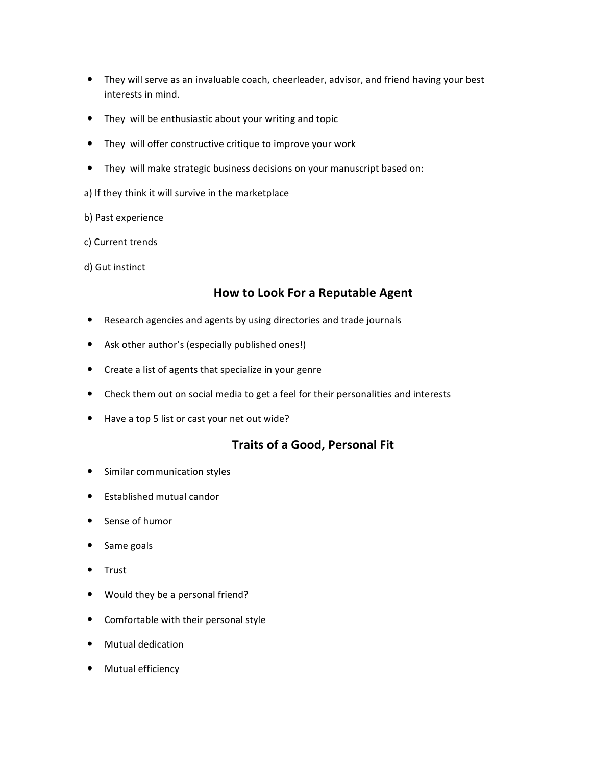- They will serve as an invaluable coach, cheerleader, advisor, and friend having your best interests in mind.
- They will be enthusiastic about your writing and topic
- They will offer constructive critique to improve your work
- They will make strategic business decisions on your manuscript based on:

a) If they think it will survive in the marketplace

b) Past experience

c) Current trends

d) Gut instinct

## How to Look For a Reputable Agent

- Research agencies and agents by using directories and trade journals
- Ask other author's (especially published ones!)
- Create a list of agents that specialize in your genre
- Check them out on social media to get a feel for their personalities and interests
- Have a top 5 list or cast your net out wide?

## Traits of a Good, Personal Fit

- Similar communication styles
- Established mutual candor
- Sense of humor
- Same goals
- Trust
- Would they be a personal friend?
- Comfortable with their personal style
- Mutual dedication
- Mutual efficiency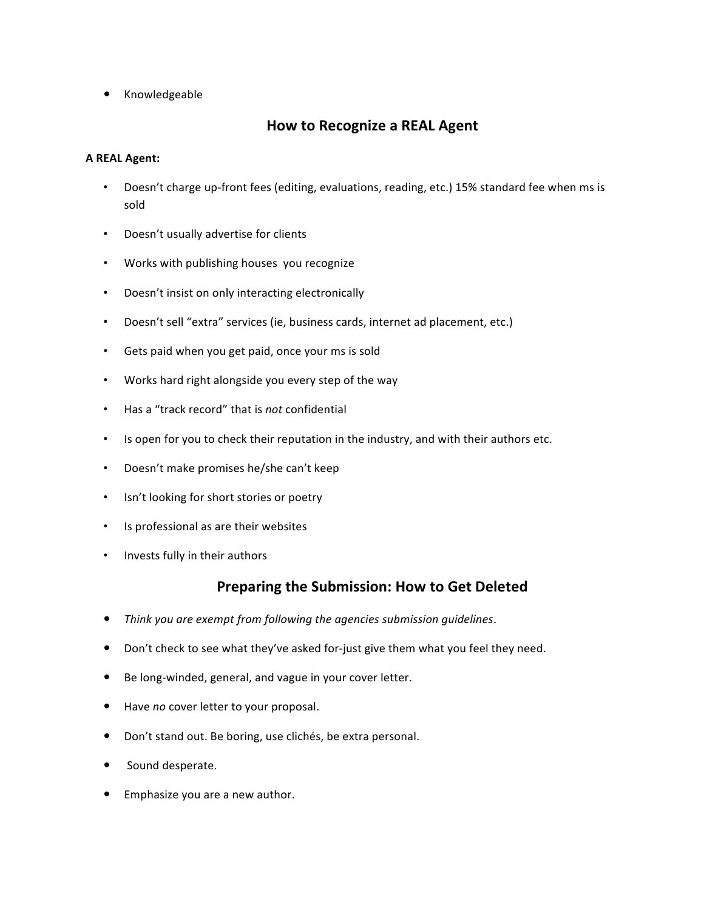- Knowledgeable

## How to Recognize a REAL Agent

**A REAL Agent:**

- Doesn't charge up-front fees (editing, evaluations, reading, etc.) 15% standard fee when ms is sold
- Doesn't usually advertise for clients
- Works with publishing houses you recognize
- Doesn't insist on only interacting electronically
- Doesn't sell "extra" services (ie, business cards, internet ad placement, etc.)
- Gets paid when you get paid, once your ms is sold
- Works hard right alongside you every step of the way
- Has a "track record" that is *not* confidential
- Is open for you to check their reputation in the industry, and with their authors etc.
- Doesn't make promises he/she can't keep
- Isn't looking for short stories or poetry
- Is professional as are their websites
- Invests fully in their authors

## Preparing the Submission: How to Get Deleted

- *Think you are exempt from following the agencies submission guidelines*.
- Don't check to see what they've asked for-just give them what you feel they need.
- Be long-winded, general, and vague in your cover letter.
- Have *no* cover letter to your proposal.
- Don't stand out. Be boring, use clichés, be extra personal.
- Sound desperate.
- Emphasize you are a new author.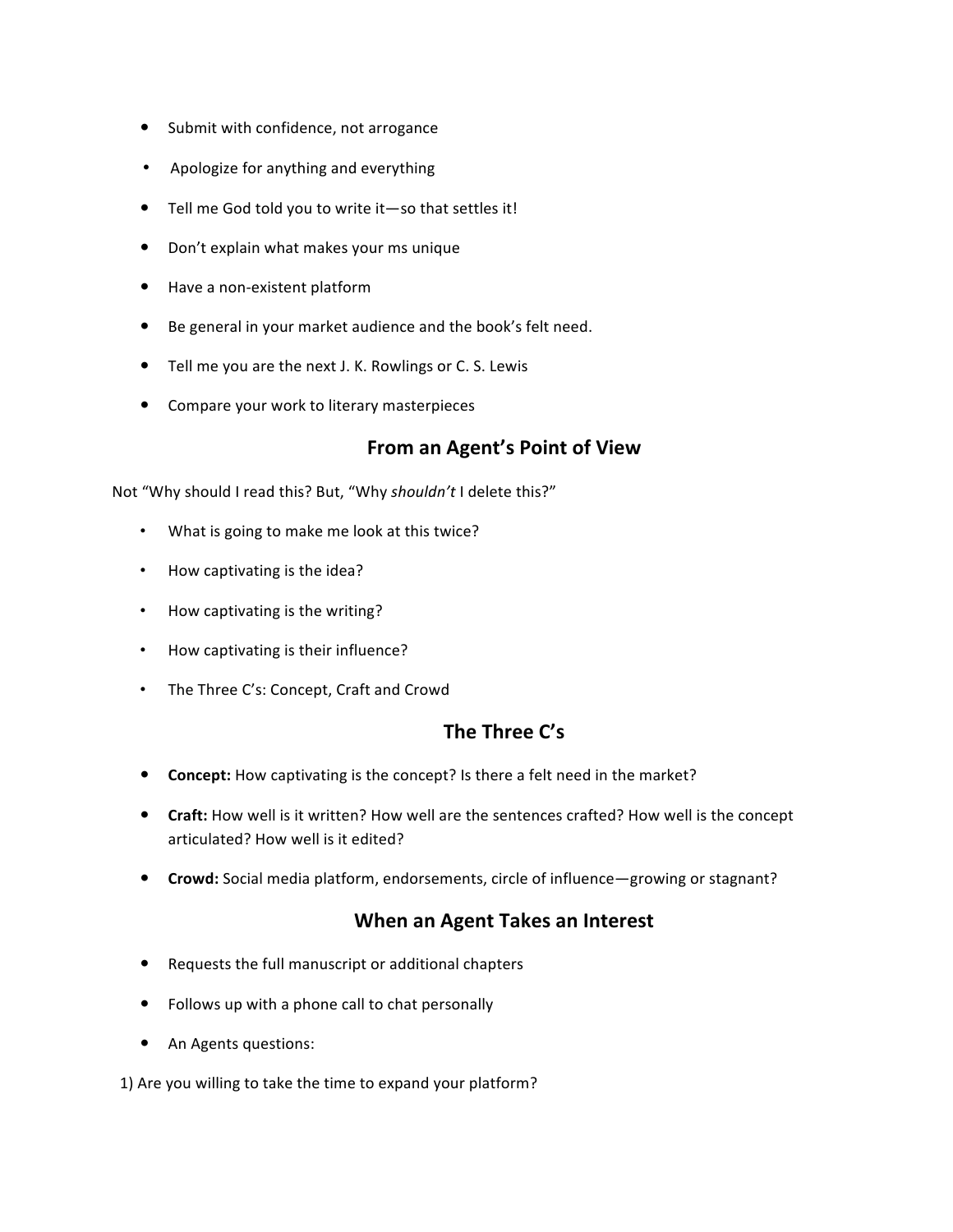- Submit with confidence, not arrogance
- Apologize for anything and everything
- Tell me God told you to write it—so that settles it!
- Don't explain what makes your ms unique
- Have a non-existent platform
- Be general in your market audience and the book's felt need.
- Tell me you are the next J. K. Rowlings or C. S. Lewis
- Compare your work to literary masterpieces

## From an Agent's Point of View

Not "Why should I read this? But, "Why *shouldn't* I delete this?"

- What is going to make me look at this twice?
- How captivating is the idea?
- How captivating is the writing?
- How captivating is their influence?
- The Three C's: Concept, Craft and Crowd

## The Three C's

- **Concept:** How captivating is the concept? Is there a felt need in the market?
- **Craft:** How well is it written? How well are the sentences crafted? How well is the concept articulated? How well is it edited?
- **Crowd:** Social media platform, endorsements, circle of influence—growing or stagnant?

## When an Agent Takes an Interest

- Requests the full manuscript or additional chapters
- Follows up with a phone call to chat personally
- An Agents questions:

1) Are you willing to take the time to expand your platform?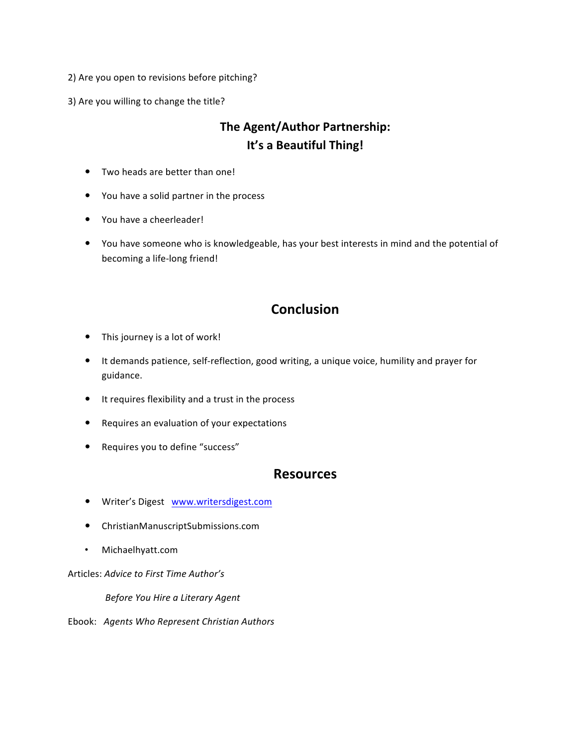2) Are you open to revisions before pitching?

3) Are you willing to change the title?

## The Agent/Author Partnership: It's a Beautiful Thing!

- Two heads are better than one!
- You have a solid partner in the process
- You have a cheerleader!
- You have someone who is knowledgeable, has your best interests in mind and the potential of becoming a life-long friend!

## Conclusion

- This journey is a lot of work!
- It demands patience, self-reflection, good writing, a unique voice, humility and prayer for guidance.
- It requires flexibility and a trust in the process
- Requires an evaluation of your expectations
- Requires you to define "success"

## Resources

- Writer's Digest www.writersdigest.com
- ChristianManuscriptSubmissions.com
- Michaelhyatt.com

Articles: *Advice to First Time Author's*

*Before You Hire a Literary Agent*

Ebook: *Agents Who Represent Christian Authors*